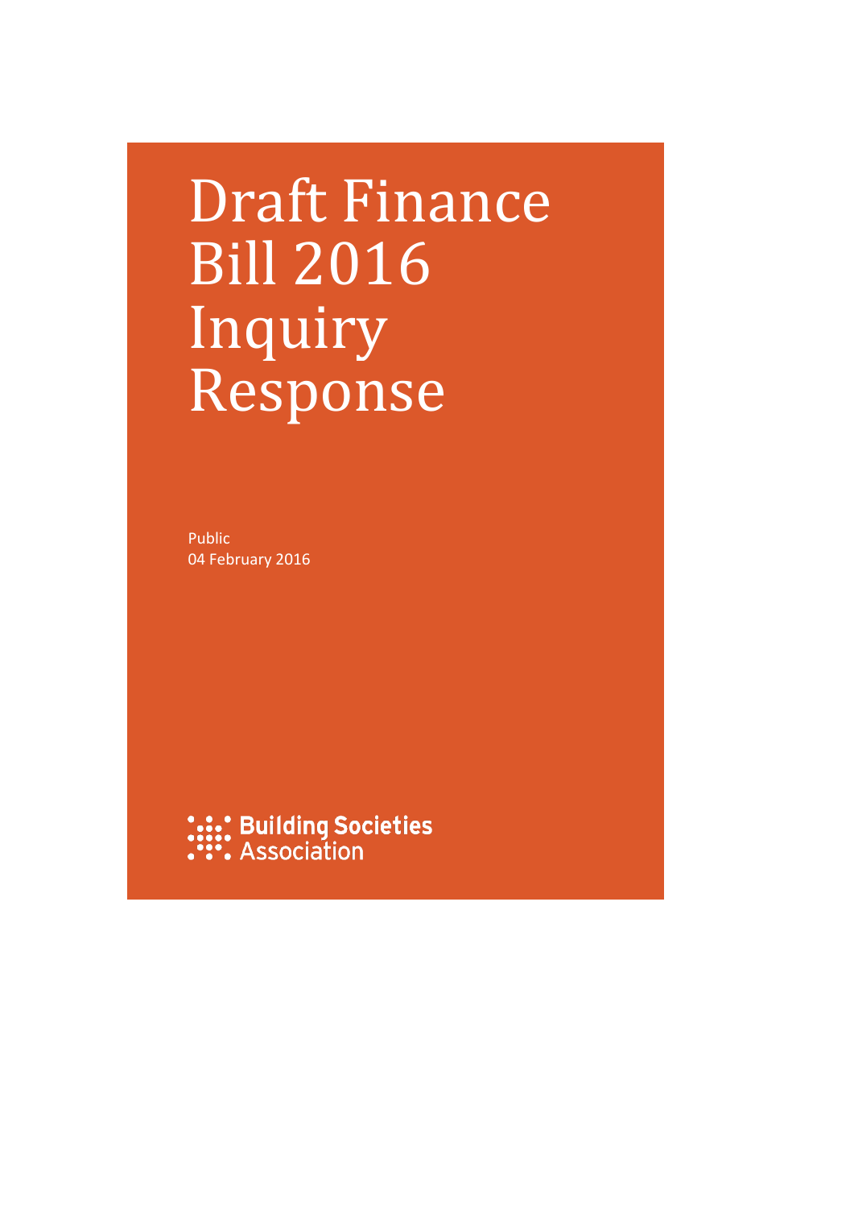# Draft Finance Bill 2016 Inquiry Response

Public
04 February 2016

Building Societies Association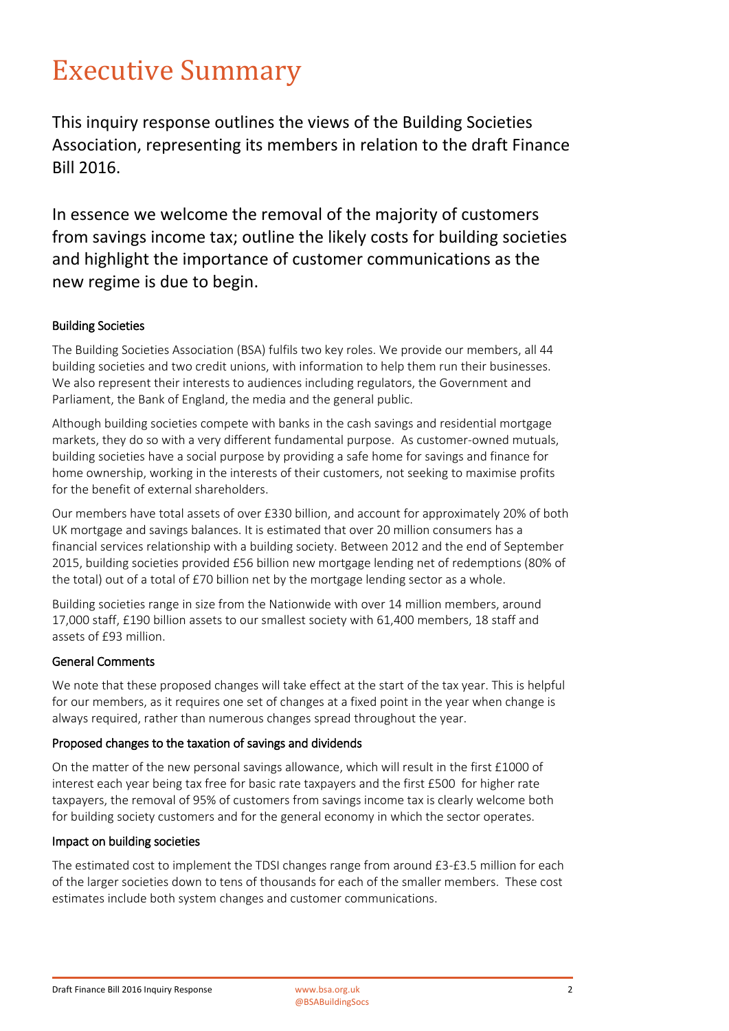# Executive Summary

This inquiry response outlines the views of the Building Societies Association, representing its members in relation to the draft Finance Bill 2016.

In essence we welcome the removal of the majority of customers from savings income tax; outline the likely costs for building societies and highlight the importance of customer communications as the new regime is due to begin.

## Building Societies

The Building Societies Association (BSA) fulfils two key roles. We provide our members, all 44 building societies and two credit unions, with information to help them run their businesses. We also represent their interests to audiences including regulators, the Government and Parliament, the Bank of England, the media and the general public.

Although building societies compete with banks in the cash savings and residential mortgage markets, they do so with a very different fundamental purpose. As customer-owned mutuals, building societies have a social purpose by providing a safe home for savings and finance for home ownership, working in the interests of their customers, not seeking to maximise profits for the benefit of external shareholders.

Our members have total assets of over £330 billion, and account for approximately 20% of both UK mortgage and savings balances. It is estimated that over 20 million consumers has a financial services relationship with a building society. Between 2012 and the end of September 2015, building societies provided £56 billion new mortgage lending net of redemptions (80% of the total) out of a total of £70 billion net by the mortgage lending sector as a whole.

Building societies range in size from the Nationwide with over 14 million members, around 17,000 staff, £190 billion assets to our smallest society with 61,400 members, 18 staff and assets of £93 million.

## General Comments

We note that these proposed changes will take effect at the start of the tax year. This is helpful for our members, as it requires one set of changes at a fixed point in the year when change is always required, rather than numerous changes spread throughout the year.

## Proposed changes to the taxation of savings and dividends

On the matter of the new personal savings allowance, which will result in the first £1000 of interest each year being tax free for basic rate taxpayers and the first £500 for higher rate taxpayers, the removal of 95% of customers from savings income tax is clearly welcome both for building society customers and for the general economy in which the sector operates.

## Impact on building societies

The estimated cost to implement the TDSI changes range from around £3-£3.5 million for each of the larger societies down to tens of thousands for each of the smaller members. These cost estimates include both system changes and customer communications.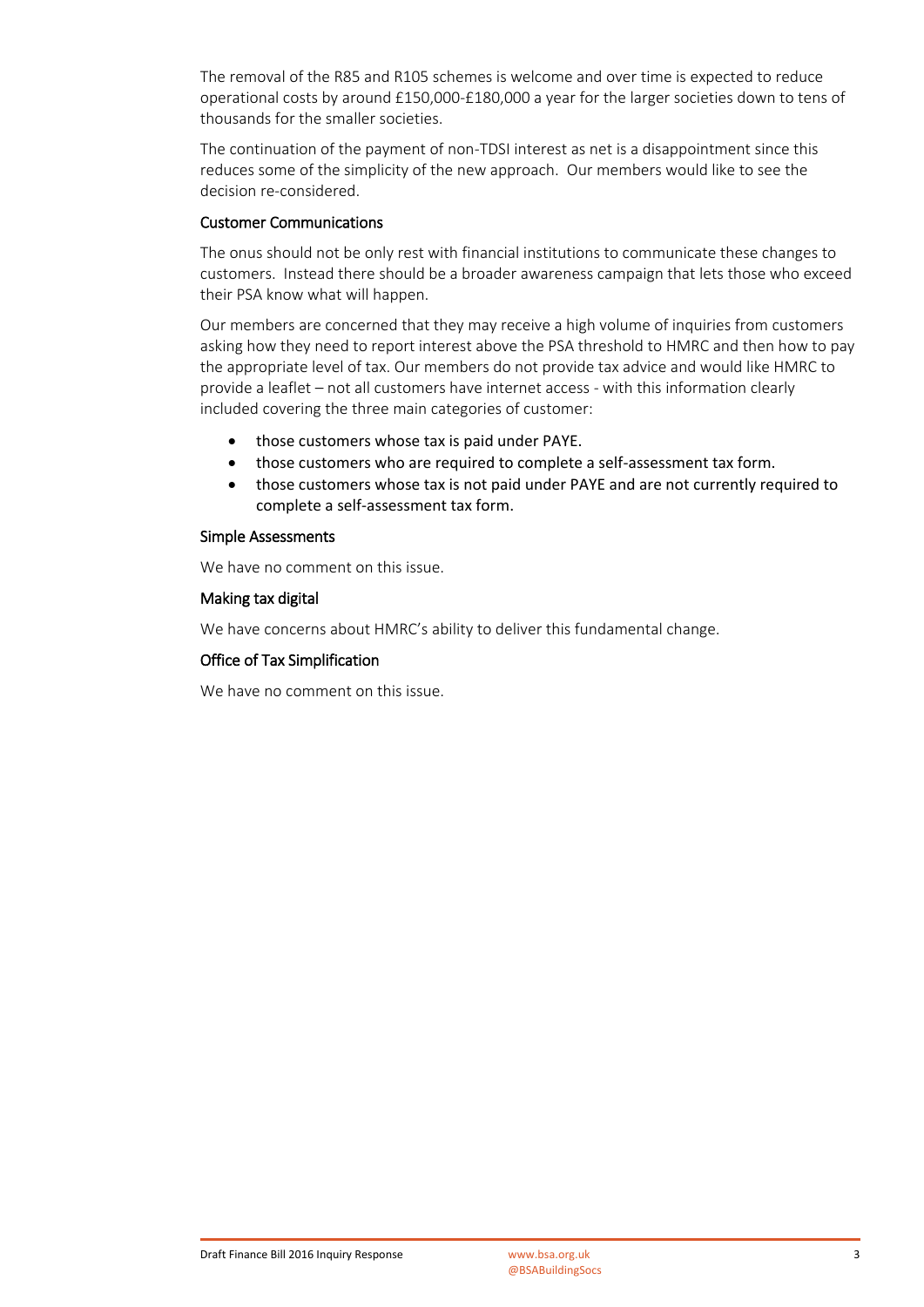The removal of the R85 and R105 schemes is welcome and over time is expected to reduce operational costs by around £150,000-£180,000 a year for the larger societies down to tens of thousands for the smaller societies.

The continuation of the payment of non-TDSI interest as net is a disappointment since this reduces some of the simplicity of the new approach. Our members would like to see the decision re-considered.

### Customer Communications

The onus should not be only rest with financial institutions to communicate these changes to customers. Instead there should be a broader awareness campaign that lets those who exceed their PSA know what will happen.

Our members are concerned that they may receive a high volume of inquiries from customers asking how they need to report interest above the PSA threshold to HMRC and then how to pay the appropriate level of tax. Our members do not provide tax advice and would like HMRC to provide a leaflet – not all customers have internet access - with this information clearly included covering the three main categories of customer:

- those customers whose tax is paid under PAYE.
- those customers who are required to complete a self-assessment tax form.
- those customers whose tax is not paid under PAYE and are not currently required to complete a self-assessment tax form.

### Simple Assessments

We have no comment on this issue.

### Making tax digital

We have concerns about HMRC's ability to deliver this fundamental change.

### Office of Tax Simplification

We have no comment on this issue.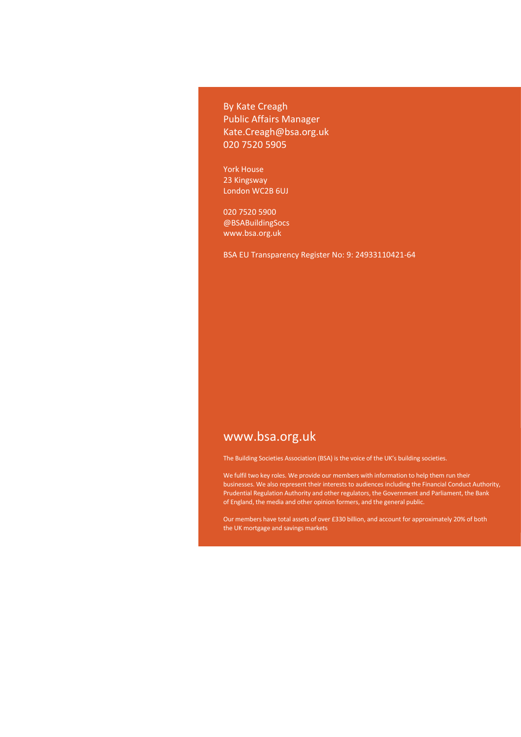By Kate Creagh
Public Affairs Manager
Kate.Creagh@bsa.org.uk
020 7520 5905

York House
23 Kingsway
London WC2B 6UJ

020 7520 5900
@BSABuildingSocs
www.bsa.org.uk

BSA EU Transparency Register No: 9: 24933110421-64

## www.bsa.org.uk

The Building Societies Association (BSA) is the voice of the UK's building societies.

We fulfil two key roles. We provide our members with information to help them run their businesses. We also represent their interests to audiences including the Financial Conduct Authority, Prudential Regulation Authority and other regulators, the Government and Parliament, the Bank of England, the media and other opinion formers, and the general public.

Our members have total assets of over £330 billion, and account for approximately 20% of both the UK mortgage and savings markets